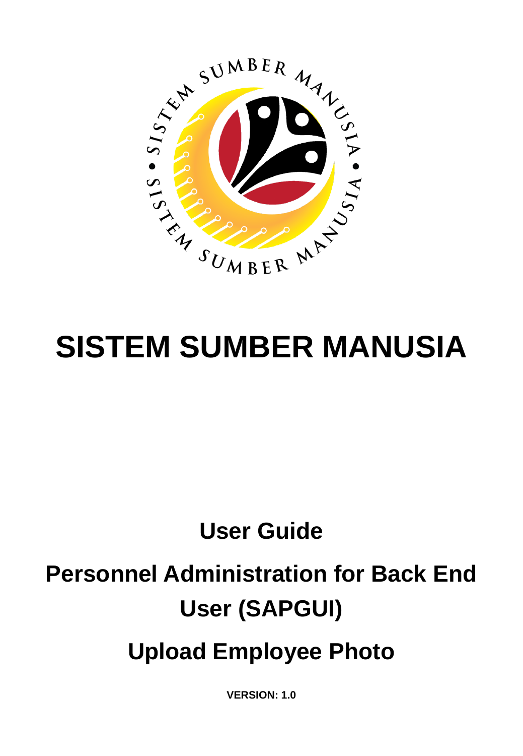# SISTEM SUMBER MANUSIA

## User Guide

## Personnel Administration for Back End User (SAPGUI)

## Upload Employee Photo

**VERSION: 1.0**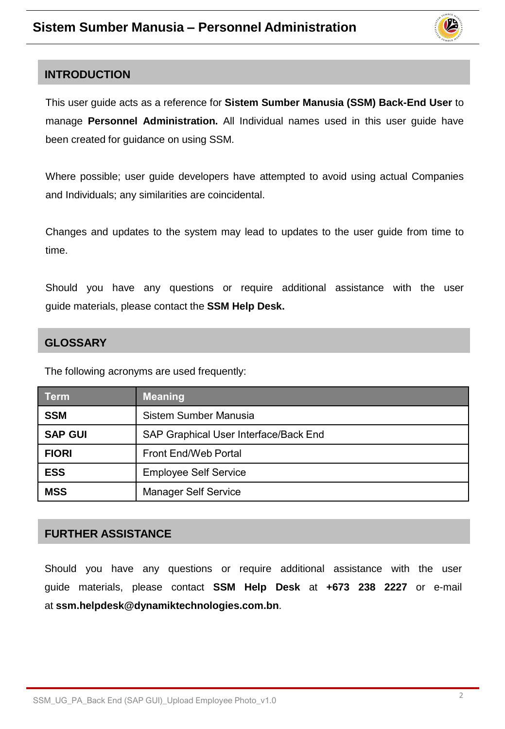## INTRODUCTION

This user guide acts as a reference for **Sistem Sumber Manusia (SSM) Back-End User** to manage **Personnel Administration.** All Individual names used in this user guide have been created for guidance on using SSM.

Where possible; user guide developers have attempted to avoid using actual Companies and Individuals; any similarities are coincidental.

Changes and updates to the system may lead to updates to the user guide from time to time.

Should you have any questions or require additional assistance with the user guide materials, please contact the **SSM Help Desk.**

## GLOSSARY

The following acronyms are used frequently:

| Term | Meaning |
| --- | --- |
| **SSM** | Sistem Sumber Manusia |
| **SAP GUI** | SAP Graphical User Interface/Back End |
| **FIORI** | Front End/Web Portal |
| **ESS** | Employee Self Service |
| **MSS** | Manager Self Service |

## FURTHER ASSISTANCE

Should you have any questions or require additional assistance with the user guide materials, please contact **SSM Help Desk** at **+673 238 2227** or e-mail at **ssm.helpdesk@dynamiktechnologies.com.bn**.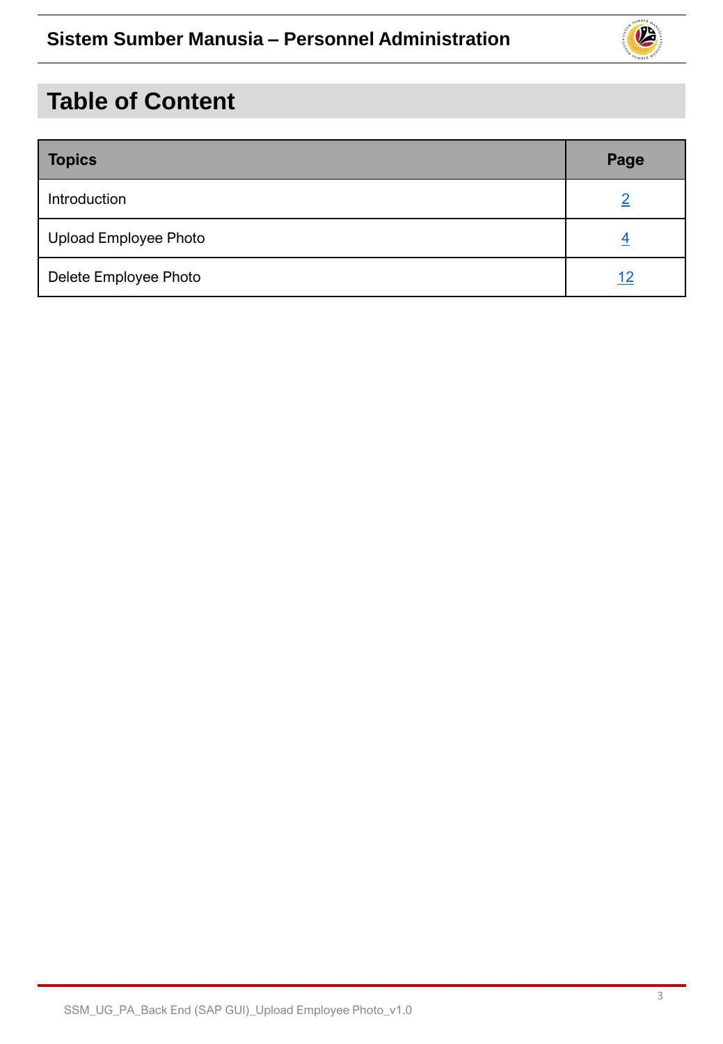# Table of Content

| Topics | Page |
| --- | --- |
| Introduction | 2 |
| Upload Employee Photo | 4 |
| Delete Employee Photo | 12 |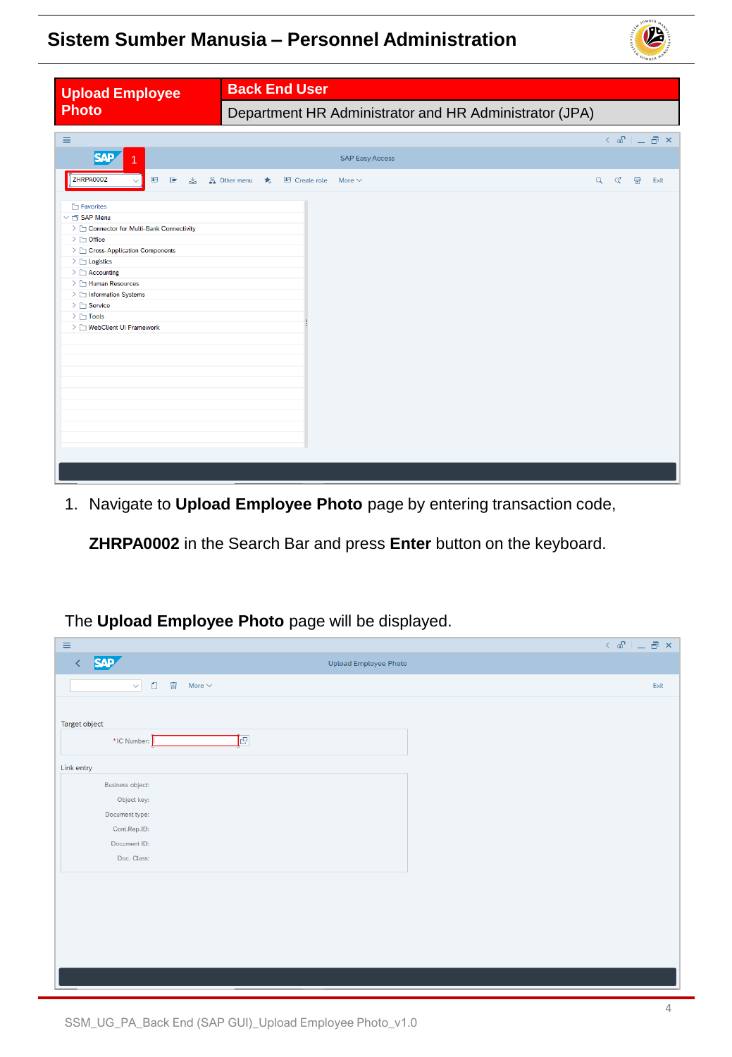| Upload Employee Photo | Back End User |
| --- | --- |
| | Department HR Administrator and HR Administrator (JPA) |

1. Navigate to **Upload Employee Photo** page by entering transaction code, **ZHRPA0002** in the Search Bar and press **Enter** button on the keyboard.

The **Upload Employee Photo** page will be displayed.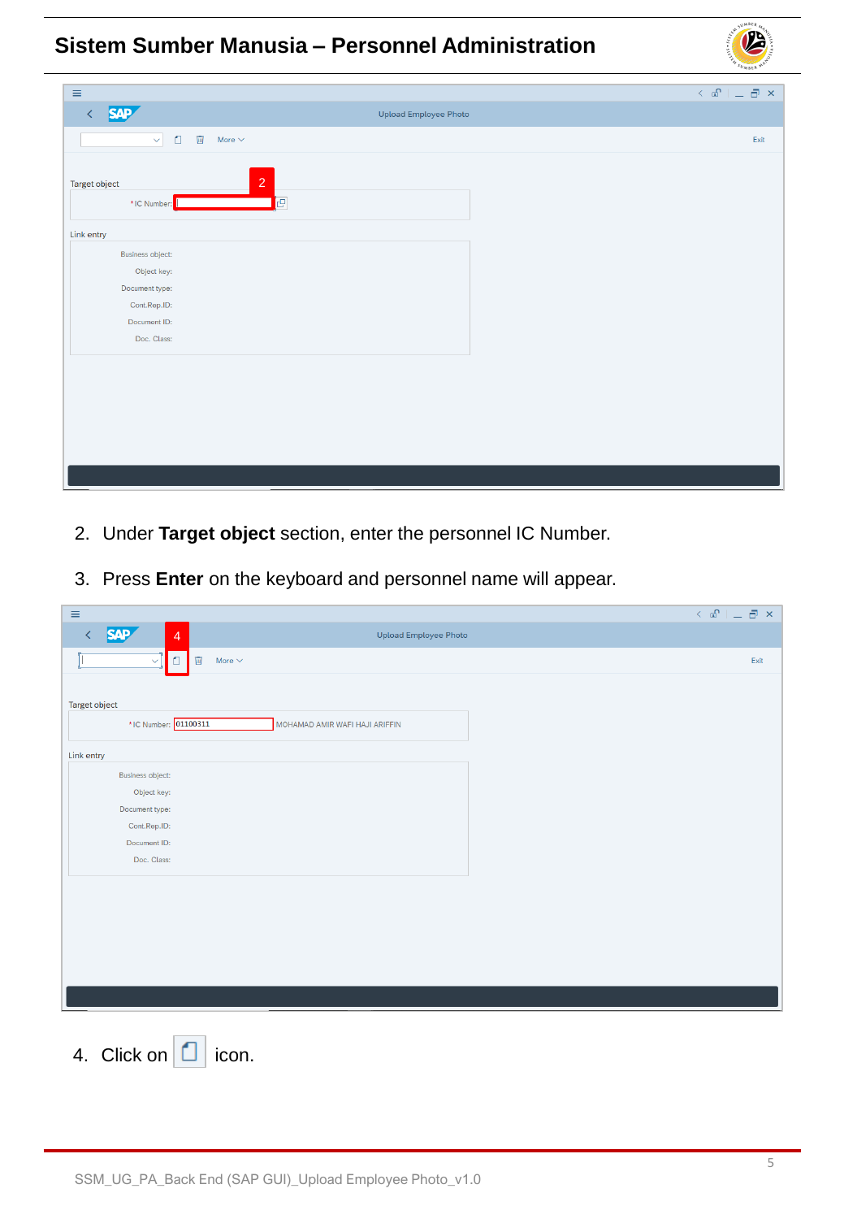2. Under **Target object** section, enter the personnel IC Number.

3. Press **Enter** on the keyboard and personnel name will appear.

4. Click on icon.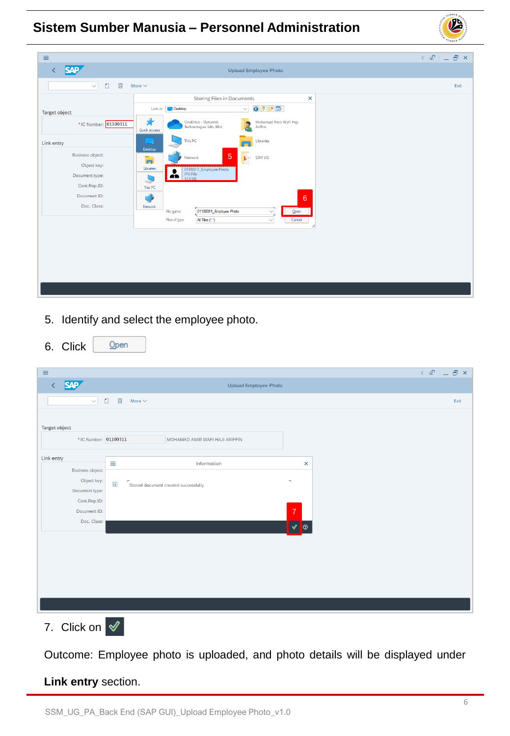5. Identify and select the employee photo.

6. Click Open

7. Click on ✓

Outcome: Employee photo is uploaded, and photo details will be displayed under **Link entry** section.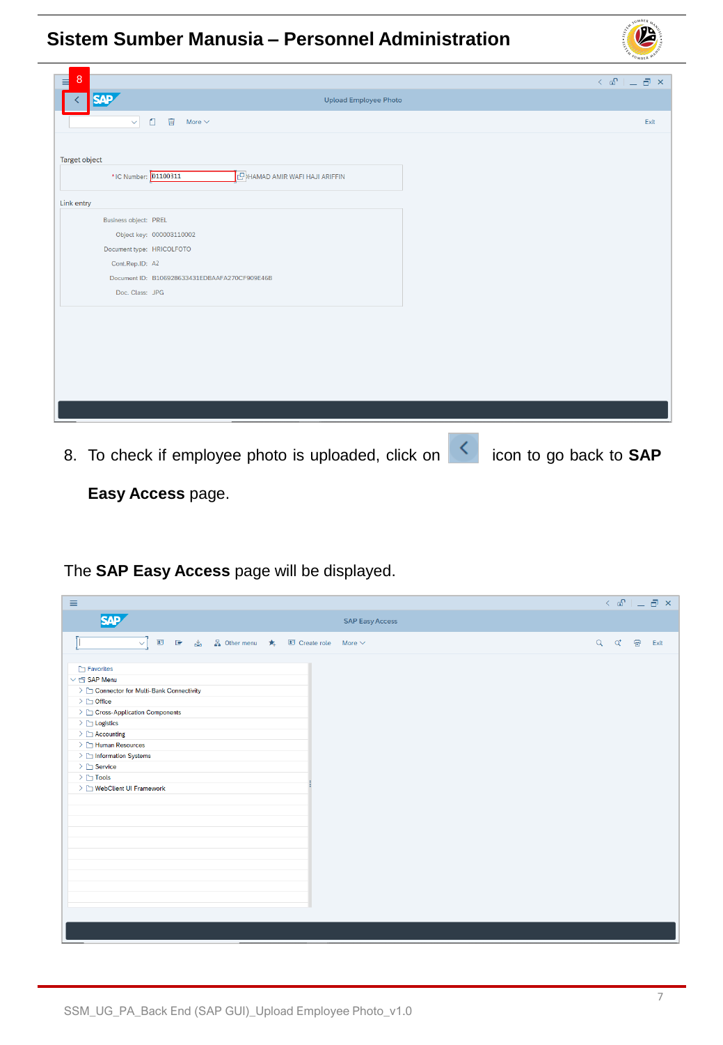8. To check if employee photo is uploaded, click on  icon to go back to **SAP Easy Access** page.

The **SAP Easy Access** page will be displayed.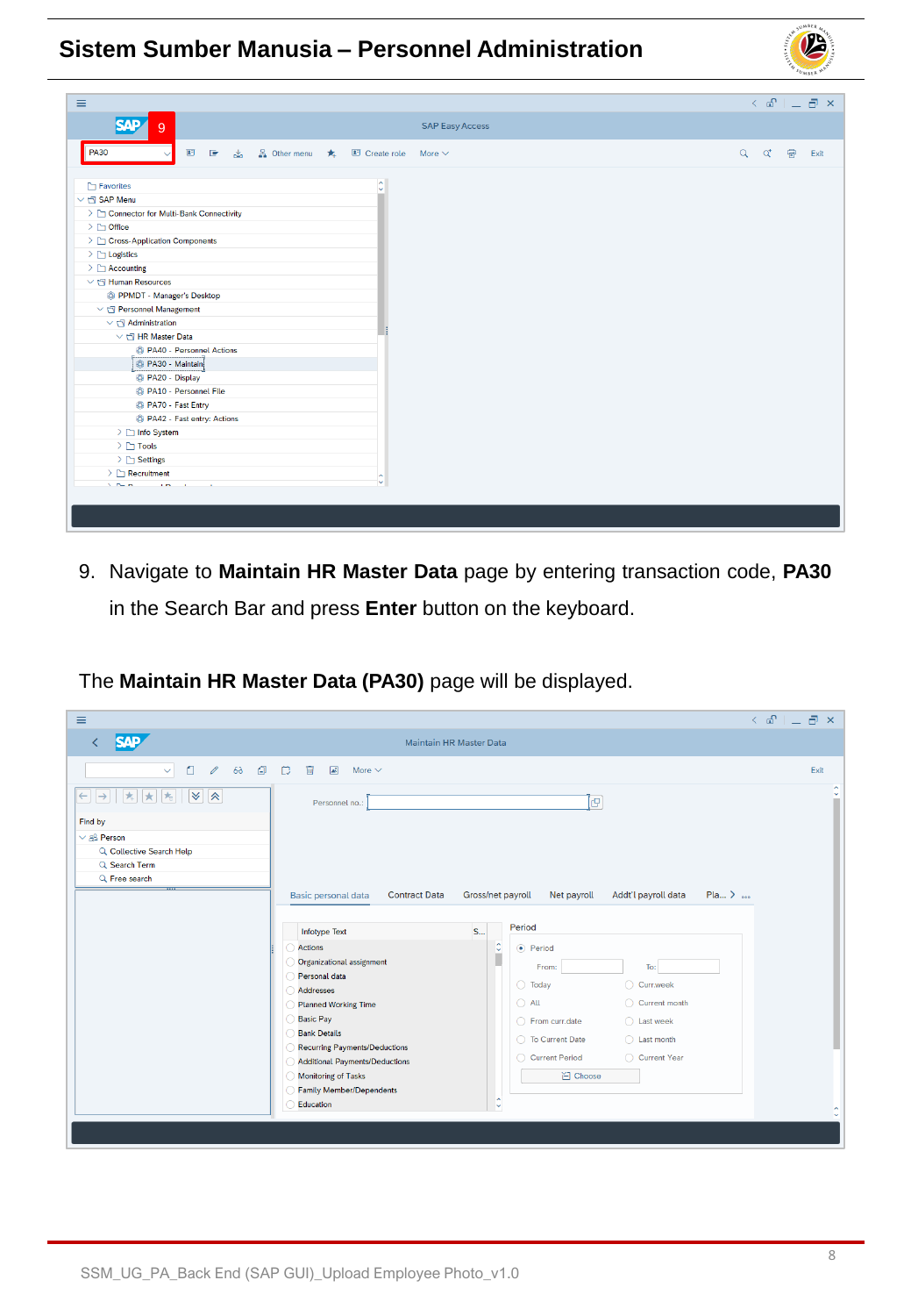9. Navigate to **Maintain HR Master Data** page by entering transaction code, **PA30** in the Search Bar and press **Enter** button on the keyboard.

The **Maintain HR Master Data (PA30)** page will be displayed.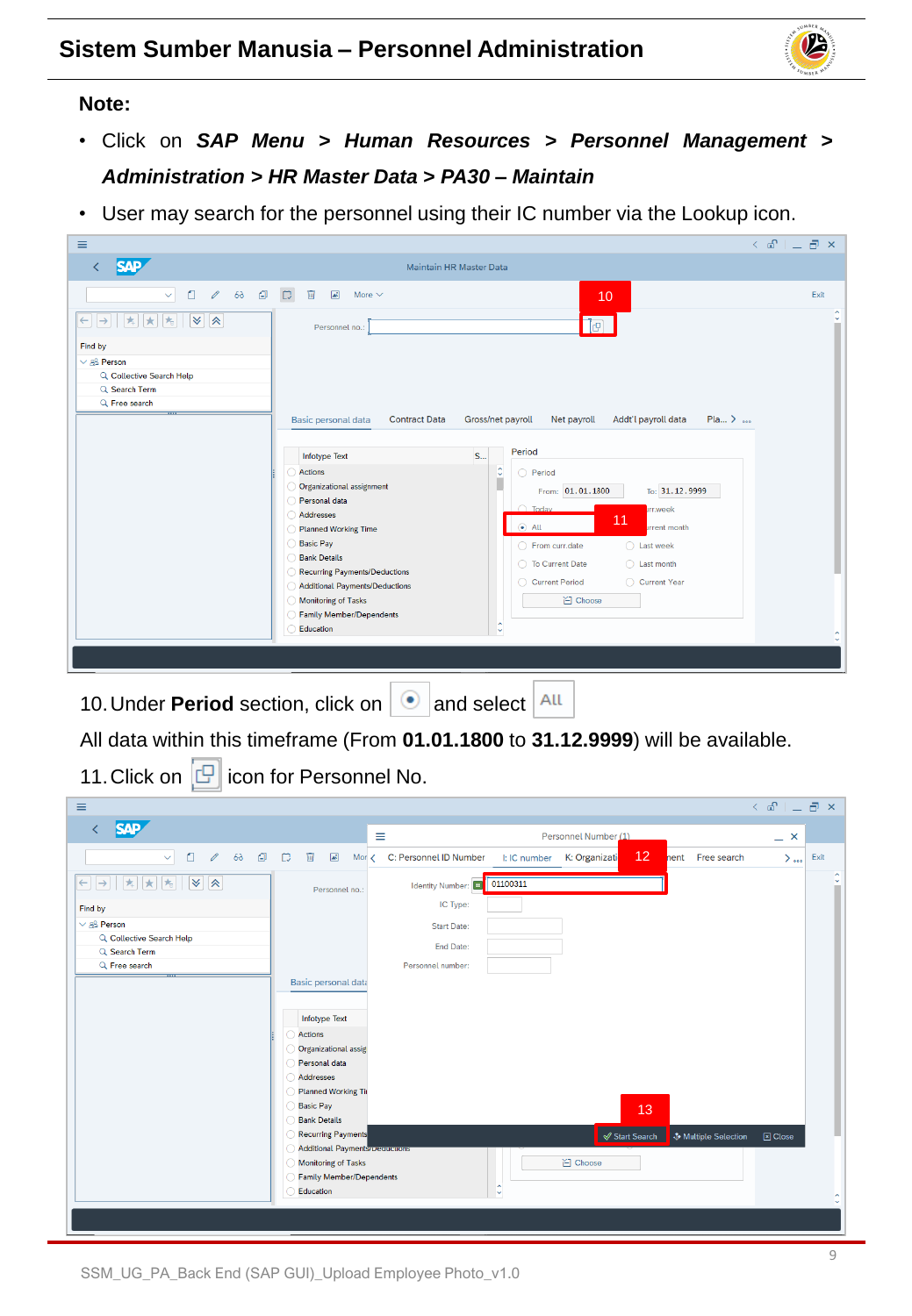**Note:**

- Click on ***SAP Menu > Human Resources > Personnel Management > Administration > HR Master Data > PA30 – Maintain***
- User may search for the personnel using their IC number via the Lookup icon.

10. Under **Period** section, click on and select All

All data within this timeframe (From **01.01.1800** to **31.12.9999**) will be available.

11. Click on icon for Personnel No.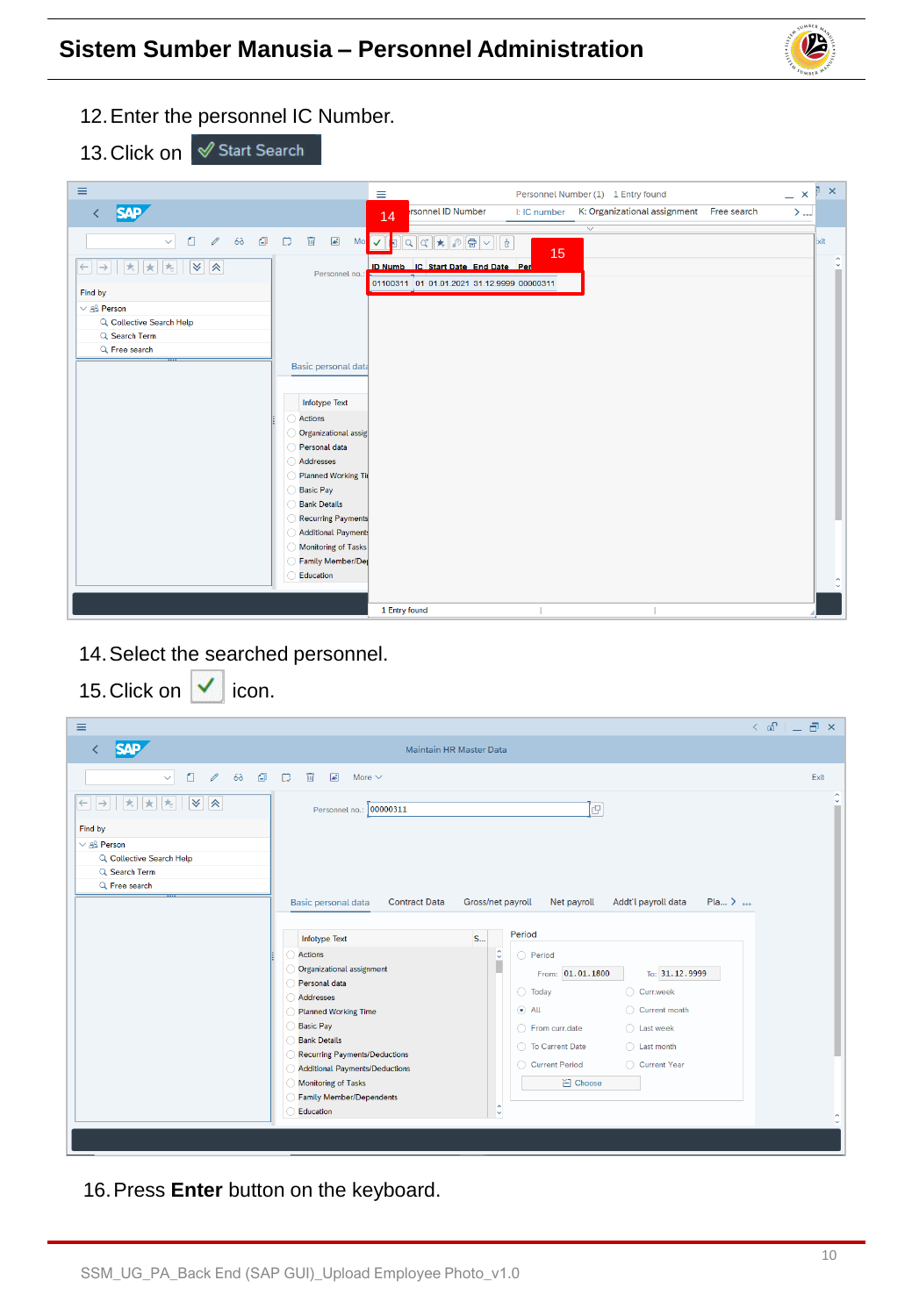12. Enter the personnel IC Number.
13. Click on Start Search

14. Select the searched personnel.
15. Click on ✓ icon.

16. Press **Enter** button on the keyboard.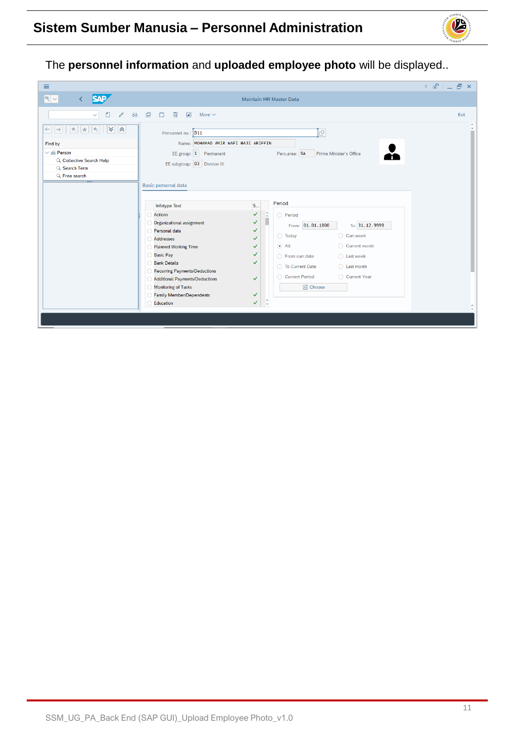The **personnel information** and **uploaded employee photo** will be displayed..

Maintain HR Master Data

Exit

Find by

- Person
  - Collective Search Help
  - Search Term
  - Free search

Personnel no.: 311

Name: MOHAMAD AMIR WAFI HAJI ARIFFIN

EE group: 1 Permanent

Pers.area: SA Prime Minister's Office

EE subgroup: 03 Division III

Basic personal data

| Infotype Text | S... |
|---|---|
| Actions | ✓ |
| Organizational assignment | ✓ |
| Personal data | ✓ |
| Addresses | ✓ |
| Planned Working Time | ✓ |
| Basic Pay | ✓ |
| Bank Details | ✓ |
| Recurring Payments/Deductions | |
| Additional Payments/Deductions | ✓ |
| Monitoring of Tasks | |
| Family Member/Dependents | ✓ |
| Education | ✓ |

Period

- Period
  - From: 01.01.1800 To: 31.12.9999
- Today
- Curr.week
- All
- Current month
- From curr.date
- Last week
- To Current Date
- Last month
- Current Period
- Current Year

Choose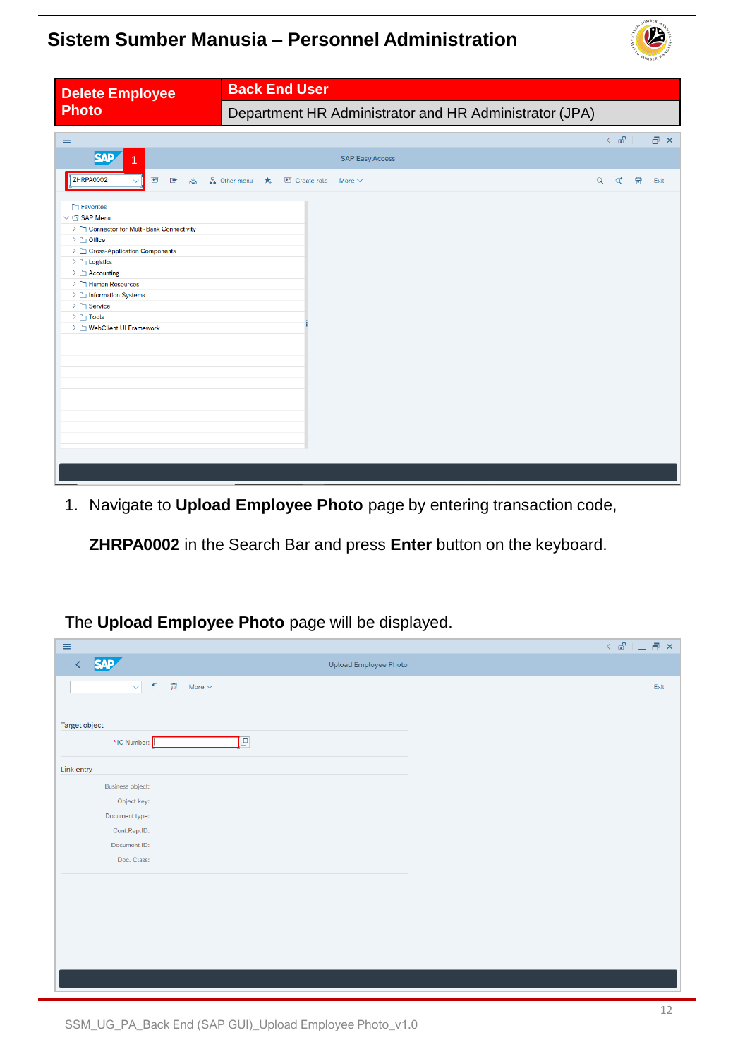| Delete Employee Photo | Back End User |
| --- | --- |
| | Department HR Administrator and HR Administrator (JPA) |

1. Navigate to **Upload Employee Photo** page by entering transaction code, **ZHRPA0002** in the Search Bar and press **Enter** button on the keyboard.

The **Upload Employee Photo** page will be displayed.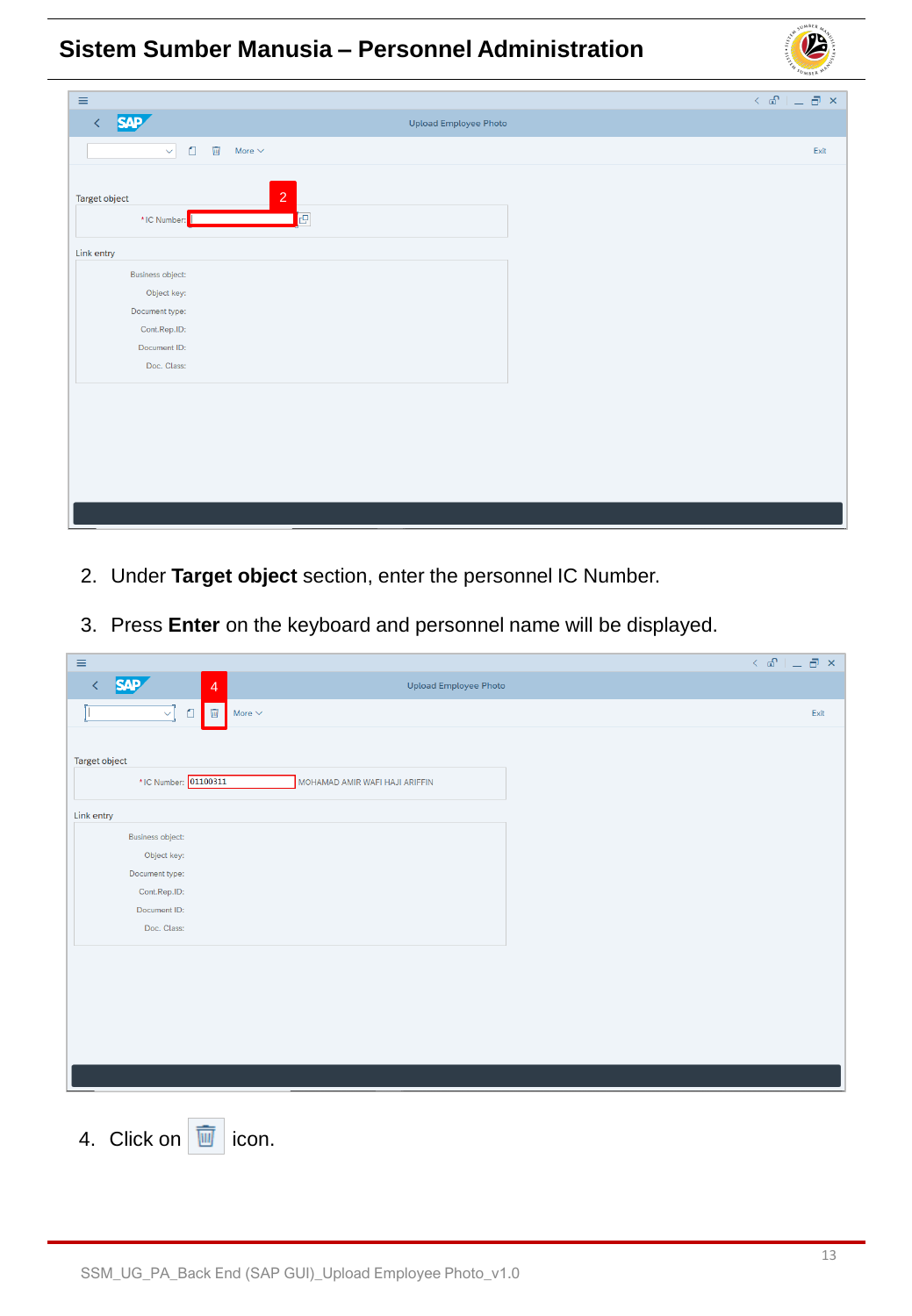2. Under **Target object** section, enter the personnel IC Number.

3. Press **Enter** on the keyboard and personnel name will be displayed.

4. Click on icon.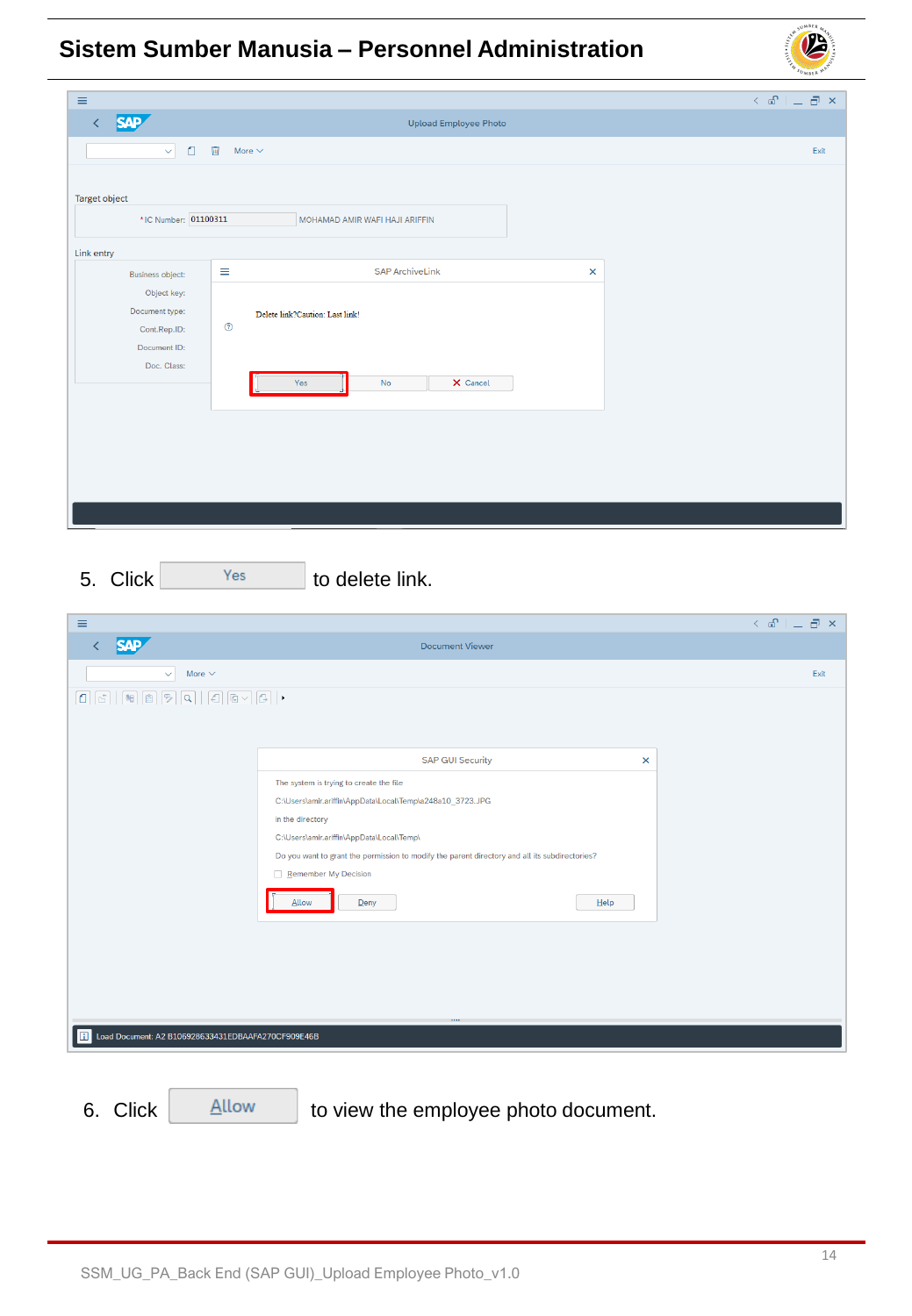5. Click Yes to delete link.

6. Click Allow to view the employee photo document.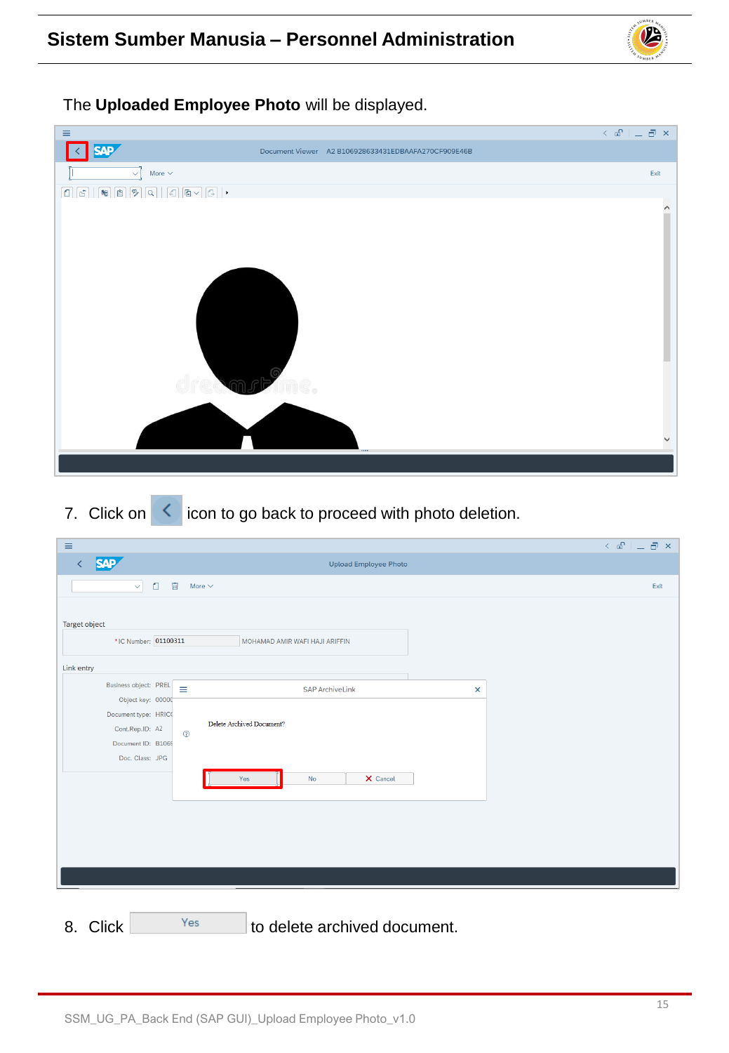The **Uploaded Employee Photo** will be displayed.

7. Click on icon to go back to proceed with photo deletion.

8. Click Yes to delete archived document.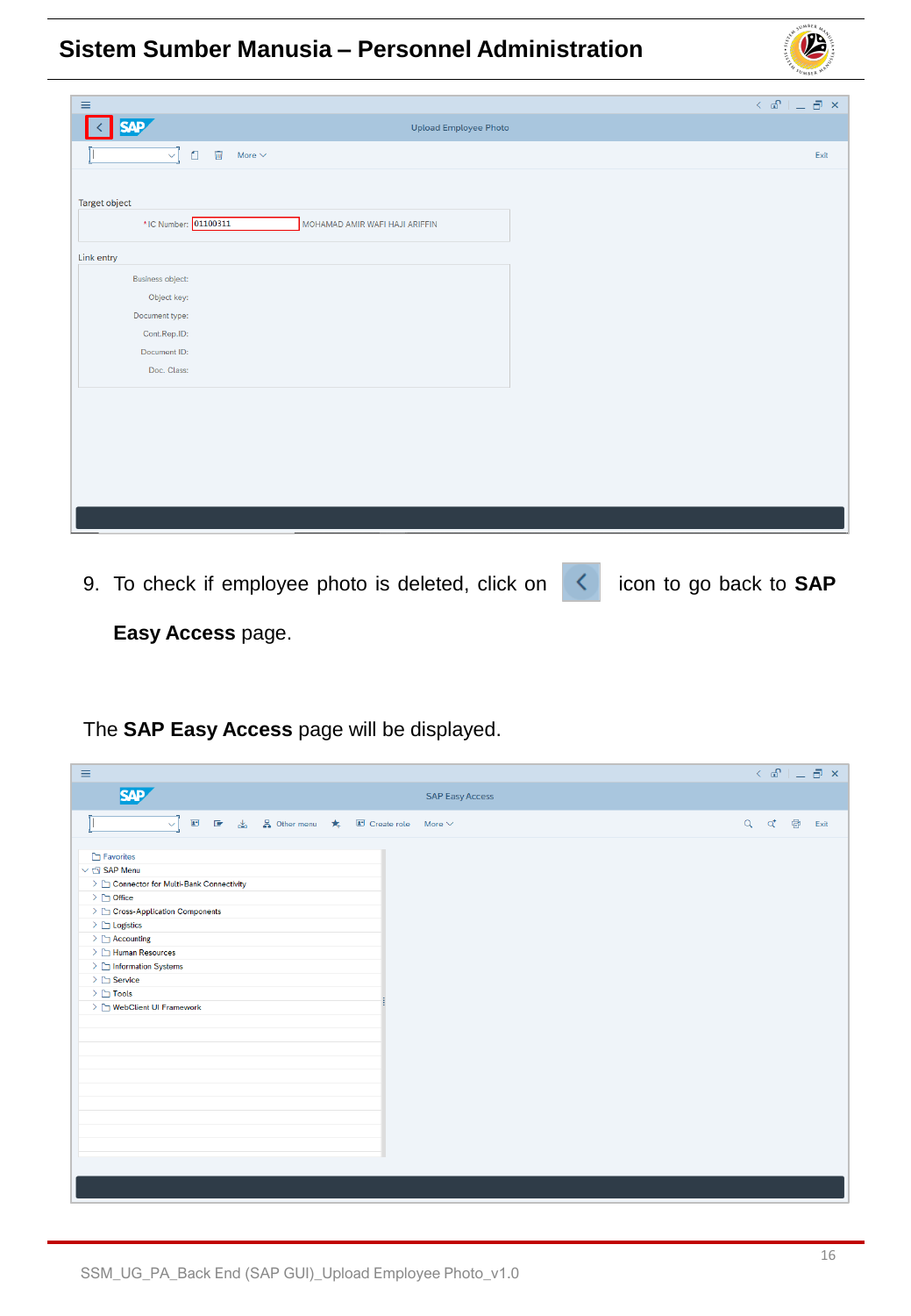9. To check if employee photo is deleted, click on icon to go back to **SAP Easy Access** page.

The **SAP Easy Access** page will be displayed.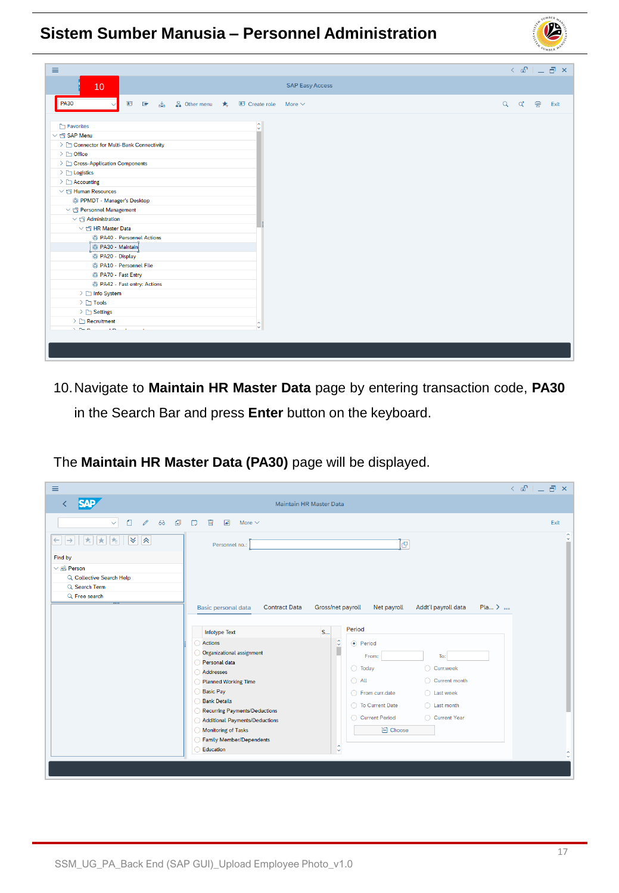10. Navigate to **Maintain HR Master Data** page by entering transaction code, **PA30** in the Search Bar and press **Enter** button on the keyboard.

The **Maintain HR Master Data (PA30)** page will be displayed.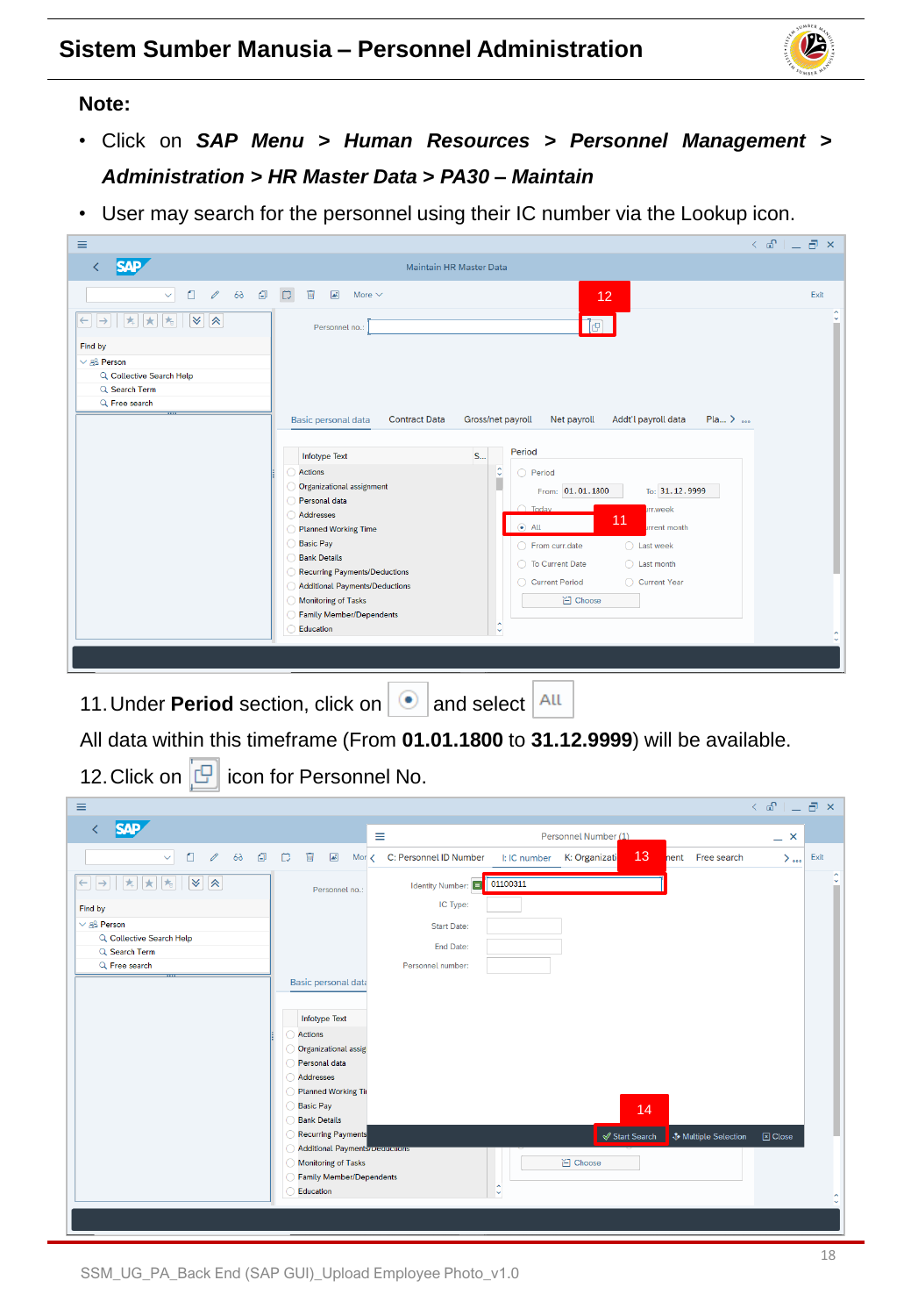**Note:**

- Click on ***SAP Menu > Human Resources > Personnel Management > Administration > HR Master Data > PA30 – Maintain***
- User may search for the personnel using their IC number via the Lookup icon.

11. Under **Period** section, click on ◉ and select **All**

All data within this timeframe (From **01.01.1800** to **31.12.9999**) will be available.

12. Click on icon for Personnel No.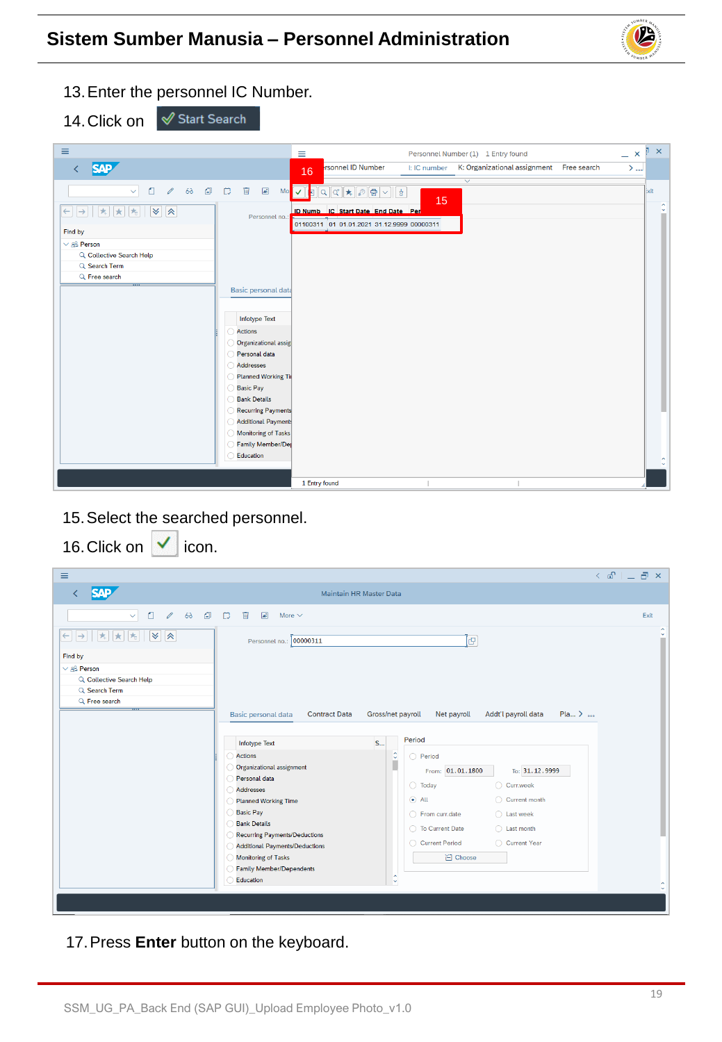13. Enter the personnel IC Number.
14. Click on Start Search

15. Select the searched personnel.
16. Click on ✓ icon.

17. Press **Enter** button on the keyboard.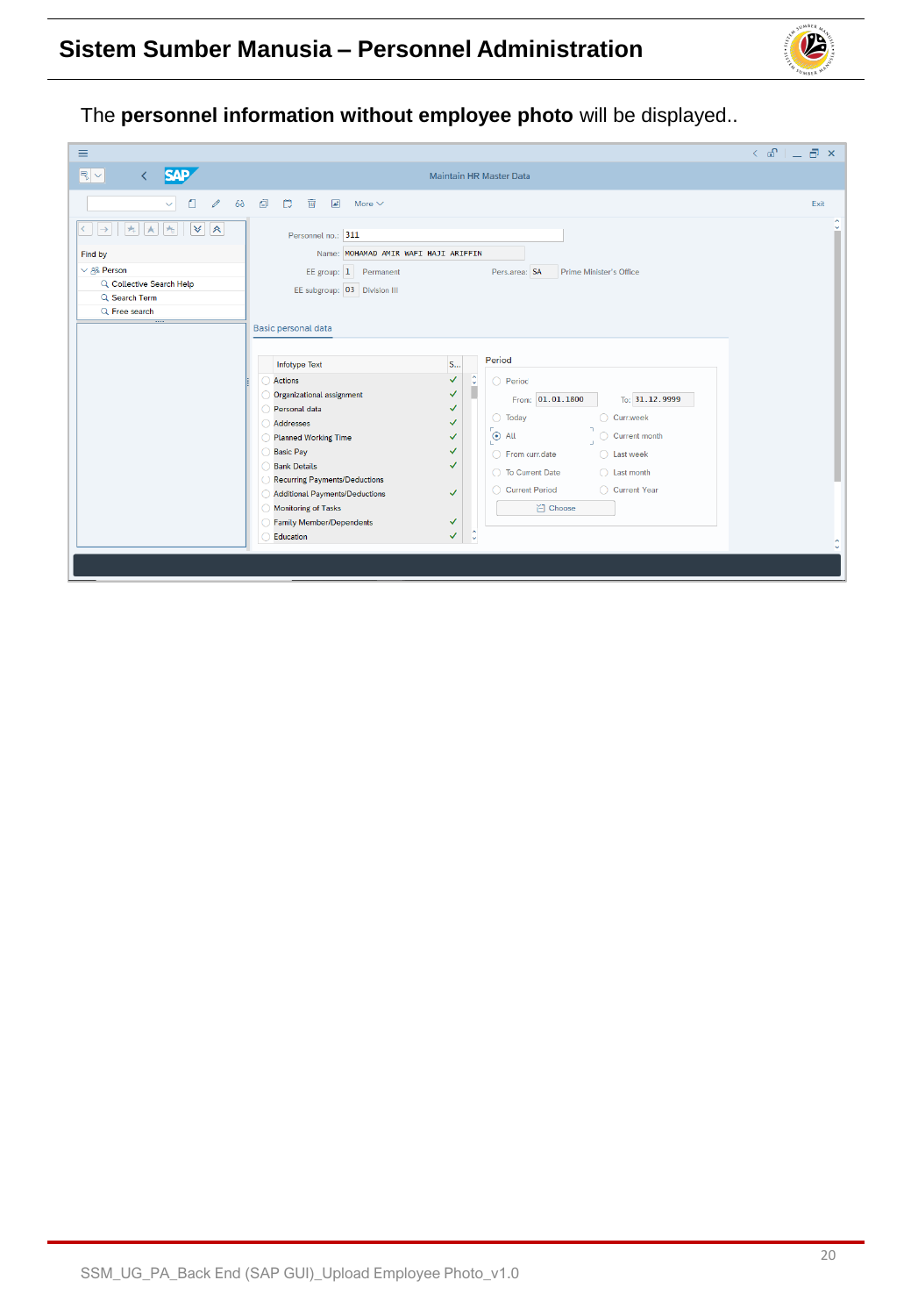The **personnel information without employee photo** will be displayed..

Maintain HR Master Data

Exit

Find by

Person

Collective Search Help

Search Term

Free search

Personnel no.: 311

Name: MOHAMAD AMIR WAFI HAJI ARIFFIN

EE group: 1 Permanent

Pers.area: SA Prime Minister's Office

EE subgroup: 03 Division III

Basic personal data

| Infotype Text | S... |
|---|---|
| Actions | ✓ |
| Organizational assignment | ✓ |
| Personal data | ✓ |
| Addresses | ✓ |
| Planned Working Time | ✓ |
| Basic Pay | ✓ |
| Bank Details | ✓ |
| Recurring Payments/Deductions | |
| Additional Payments/Deductions | ✓ |
| Monitoring of Tasks | |
| Family Member/Dependents | ✓ |
| Education | ✓ |

Period

Period From: 01.01.1800 To: 31.12.9999

Today | Curr.week

All | Current month

From curr.date | Last week

To Current Date | Last month

Current Period | Current Year

Choose